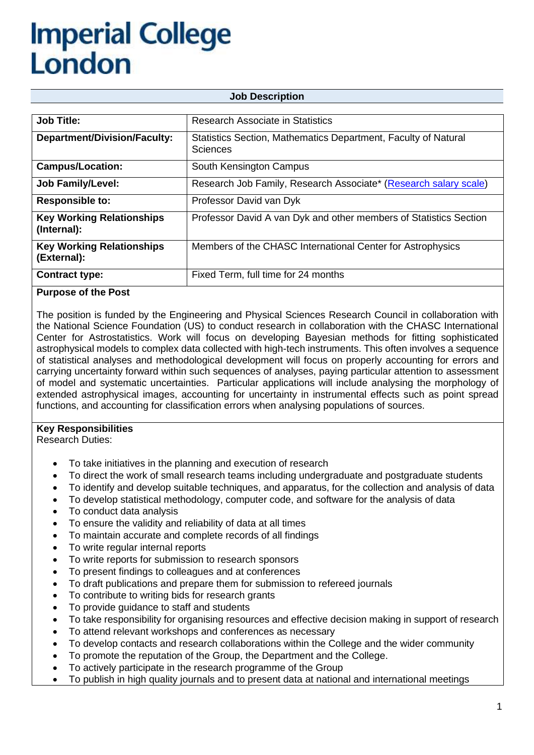# Imperial College London

## Job Description

| Job Title: | Research Associate in Statistics |
|---|---|
| **Department/Division/Faculty:** | Statistics Section, Mathematics Department, Faculty of Natural Sciences |
| **Campus/Location:** | South Kensington Campus |
| **Job Family/Level:** | Research Job Family, Research Associate* (Research salary scale) |
| **Responsible to:** | Professor David van Dyk |
| **Key Working Relationships (Internal):** | Professor David A van Dyk and other members of Statistics Section |
| **Key Working Relationships (External):** | Members of the CHASC International Center for Astrophysics |
| **Contract type:** | Fixed Term, full time for 24 months |

**Purpose of the Post**

The position is funded by the Engineering and Physical Sciences Research Council in collaboration with the National Science Foundation (US) to conduct research in collaboration with the CHASC International Center for Astrostatistics. Work will focus on developing Bayesian methods for fitting sophisticated astrophysical models to complex data collected with high-tech instruments. This often involves a sequence of statistical analyses and methodological development will focus on properly accounting for errors and carrying uncertainty forward within such sequences of analyses, paying particular attention to assessment of model and systematic uncertainties. Particular applications will include analysing the morphology of extended astrophysical images, accounting for uncertainty in instrumental effects such as point spread functions, and accounting for classification errors when analysing populations of sources.

**Key Responsibilities**

Research Duties:

- To take initiatives in the planning and execution of research
- To direct the work of small research teams including undergraduate and postgraduate students
- To identify and develop suitable techniques, and apparatus, for the collection and analysis of data
- To develop statistical methodology, computer code, and software for the analysis of data
- To conduct data analysis
- To ensure the validity and reliability of data at all times
- To maintain accurate and complete records of all findings
- To write regular internal reports
- To write reports for submission to research sponsors
- To present findings to colleagues and at conferences
- To draft publications and prepare them for submission to refereed journals
- To contribute to writing bids for research grants
- To provide guidance to staff and students
- To take responsibility for organising resources and effective decision making in support of research
- To attend relevant workshops and conferences as necessary
- To develop contacts and research collaborations within the College and the wider community
- To promote the reputation of the Group, the Department and the College.
- To actively participate in the research programme of the Group
- To publish in high quality journals and to present data at national and international meetings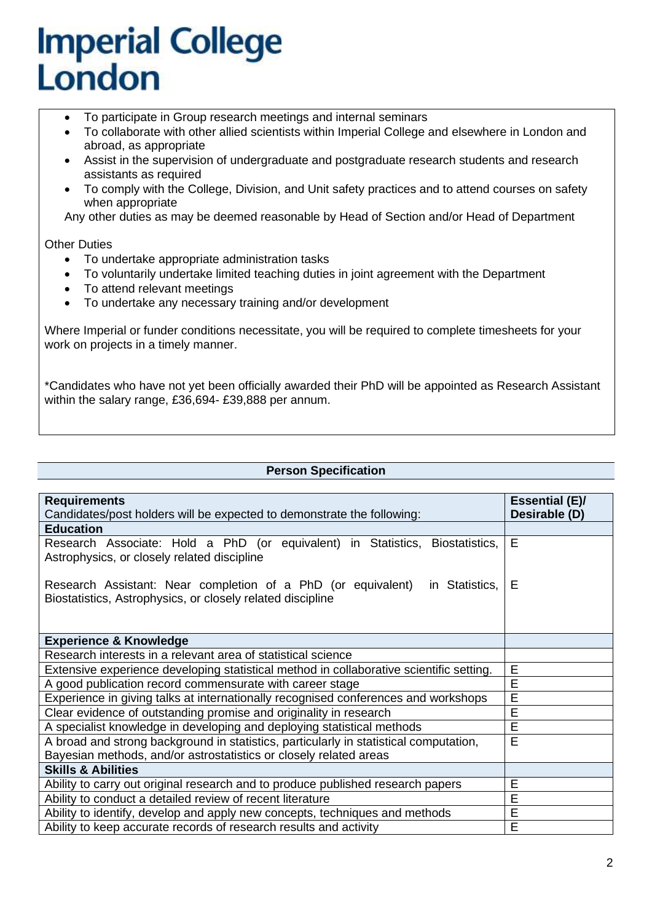- To participate in Group research meetings and internal seminars
- To collaborate with other allied scientists within Imperial College and elsewhere in London and abroad, as appropriate
- Assist in the supervision of undergraduate and postgraduate research students and research assistants as required
- To comply with the College, Division, and Unit safety practices and to attend courses on safety when appropriate

Any other duties as may be deemed reasonable by Head of Section and/or Head of Department

Other Duties

- To undertake appropriate administration tasks
- To voluntarily undertake limited teaching duties in joint agreement with the Department
- To attend relevant meetings
- To undertake any necessary training and/or development

Where Imperial or funder conditions necessitate, you will be required to complete timesheets for your work on projects in a timely manner.

*Candidates who have not yet been officially awarded their PhD will be appointed as Research Assistant within the salary range, £36,694- £39,888 per annum.

## Person Specification

| **Requirements**<br>Candidates/post holders will be expected to demonstrate the following: | **Essential (E)/ Desirable (D)** |
|---|---|
| **Education** | |
| Research Associate: Hold a PhD (or equivalent) in Statistics, Biostatistics, Astrophysics, or closely related discipline | E |
| Research Assistant: Near completion of a PhD (or equivalent) in Statistics, Biostatistics, Astrophysics, or closely related discipline | E |
| **Experience & Knowledge** | |
| Research interests in a relevant area of statistical science | |
| Extensive experience developing statistical method in collaborative scientific setting. | E |
| A good publication record commensurate with career stage | E |
| Experience in giving talks at internationally recognised conferences and workshops | E |
| Clear evidence of outstanding promise and originality in research | E |
| A specialist knowledge in developing and deploying statistical methods | E |
| A broad and strong background in statistics, particularly in statistical computation, Bayesian methods, and/or astrostatistics or closely related areas | E |
| **Skills & Abilities** | |
| Ability to carry out original research and to produce published research papers | E |
| Ability to conduct a detailed review of recent literature | E |
| Ability to identify, develop and apply new concepts, techniques and methods | E |
| Ability to keep accurate records of research results and activity | E |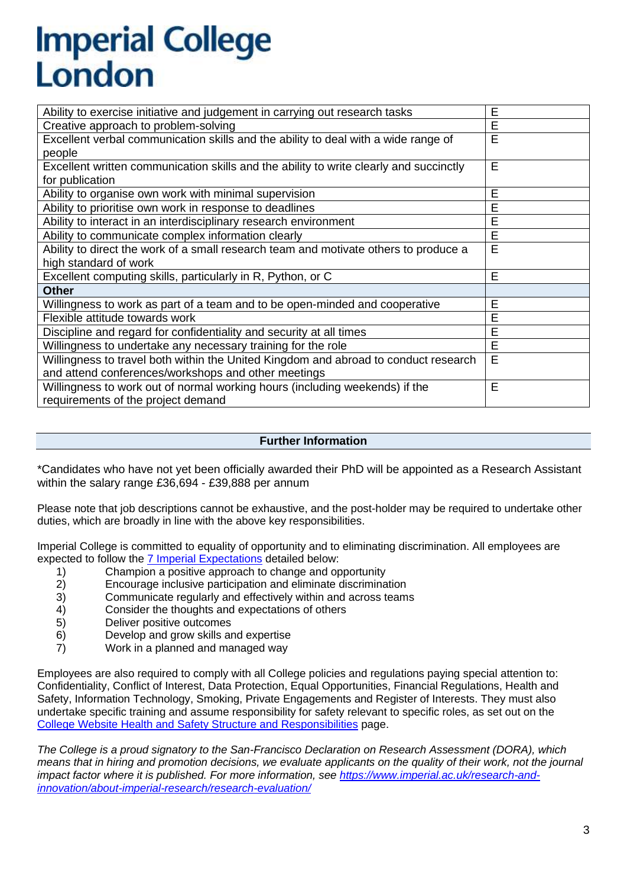# Imperial College London

| | |
|---|---|
| Ability to exercise initiative and judgement in carrying out research tasks | E |
| Creative approach to problem-solving | E |
| Excellent verbal communication skills and the ability to deal with a wide range of people | E |
| Excellent written communication skills and the ability to write clearly and succinctly for publication | E |
| Ability to organise own work with minimal supervision | E |
| Ability to prioritise own work in response to deadlines | E |
| Ability to interact in an interdisciplinary research environment | E |
| Ability to communicate complex information clearly | E |
| Ability to direct the work of a small research team and motivate others to produce a high standard of work | E |
| Excellent computing skills, particularly in R, Python, or C | E |
| **Other** | |
| Willingness to work as part of a team and to be open-minded and cooperative | E |
| Flexible attitude towards work | E |
| Discipline and regard for confidentiality and security at all times | E |
| Willingness to undertake any necessary training for the role | E |
| Willingness to travel both within the United Kingdom and abroad to conduct research and attend conferences/workshops and other meetings | E |
| Willingness to work out of normal working hours (including weekends) if the requirements of the project demand | E |

## Further Information

*Candidates who have not yet been officially awarded their PhD will be appointed as a Research Assistant within the salary range £36,694 - £39,888 per annum

Please note that job descriptions cannot be exhaustive, and the post-holder may be required to undertake other duties, which are broadly in line with the above key responsibilities.

Imperial College is committed to equality of opportunity and to eliminating discrimination. All employees are expected to follow the [7 Imperial Expectations] detailed below:

1) Champion a positive approach to change and opportunity
2) Encourage inclusive participation and eliminate discrimination
3) Communicate regularly and effectively within and across teams
4) Consider the thoughts and expectations of others
5) Deliver positive outcomes
6) Develop and grow skills and expertise
7) Work in a planned and managed way

Employees are also required to comply with all College policies and regulations paying special attention to: Confidentiality, Conflict of Interest, Data Protection, Equal Opportunities, Financial Regulations, Health and Safety, Information Technology, Smoking, Private Engagements and Register of Interests. They must also undertake specific training and assume responsibility for safety relevant to specific roles, as set out on the College Website Health and Safety Structure and Responsibilities page.

*The College is a proud signatory to the San-Francisco Declaration on Research Assessment (DORA), which means that in hiring and promotion decisions, we evaluate applicants on the quality of their work, not the journal impact factor where it is published. For more information, see https://www.imperial.ac.uk/research-and-innovation/about-imperial-research/research-evaluation/*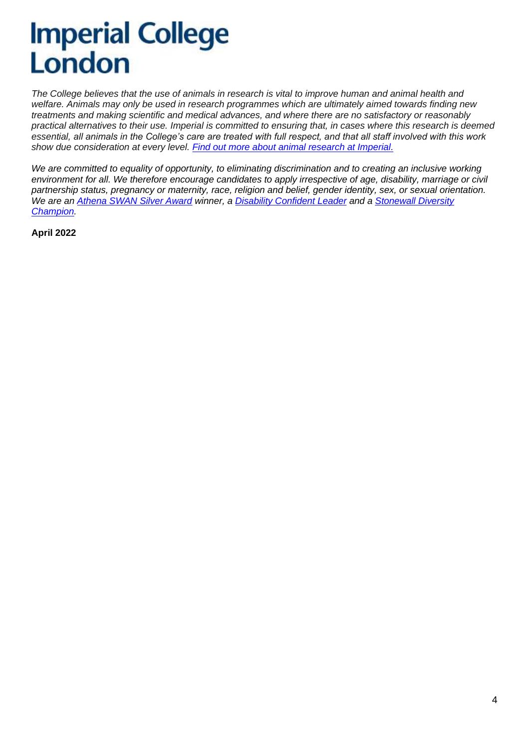# Imperial College London

*The College believes that the use of animals in research is vital to improve human and animal health and welfare. Animals may only be used in research programmes which are ultimately aimed towards finding new treatments and making scientific and medical advances, and where there are no satisfactory or reasonably practical alternatives to their use. Imperial is committed to ensuring that, in cases where this research is deemed essential, all animals in the College's care are treated with full respect, and that all staff involved with this work show due consideration at every level. [Find out more about animal research at Imperial.]()*

*We are committed to equality of opportunity, to eliminating discrimination and to creating an inclusive working environment for all. We therefore encourage candidates to apply irrespective of age, disability, marriage or civil partnership status, pregnancy or maternity, race, religion and belief, gender identity, sex, or sexual orientation. We are an [Athena SWAN Silver Award]() winner, a [Disability Confident Leader]() and a [Stonewall Diversity Champion]().*

**April 2022**